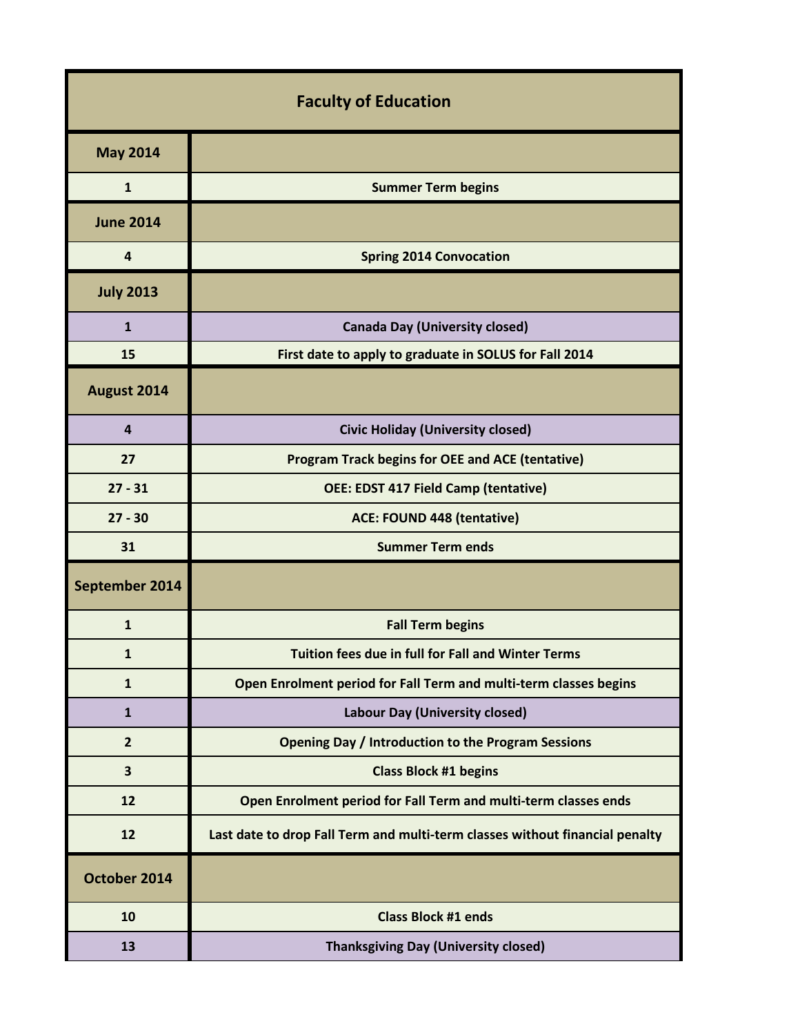| Faculty of Education | |
|---|---|
| **May 2014** | |
| 1 | Summer Term begins |
| **June 2014** | |
| 4 | Spring 2014 Convocation |
| **July 2013** | |
| 1 | Canada Day (University closed) |
| 15 | First date to apply to graduate in SOLUS for Fall 2014 |
| **August 2014** | |
| 4 | Civic Holiday (University closed) |
| 27 | Program Track begins for OEE and ACE (tentative) |
| 27 - 31 | OEE: EDST 417 Field Camp (tentative) |
| 27 - 30 | ACE: FOUND 448 (tentative) |
| 31 | Summer Term ends |
| **September 2014** | |
| 1 | Fall Term begins |
| 1 | Tuition fees due in full for Fall and Winter Terms |
| 1 | Open Enrolment period for Fall Term and multi-term classes begins |
| 1 | Labour Day (University closed) |
| 2 | Opening Day / Introduction to the Program Sessions |
| 3 | Class Block #1 begins |
| 12 | Open Enrolment period for Fall Term and multi-term classes ends |
| 12 | Last date to drop Fall Term and multi-term classes without financial penalty |
| **October 2014** | |
| 10 | Class Block #1 ends |
| 13 | Thanksgiving Day (University closed) |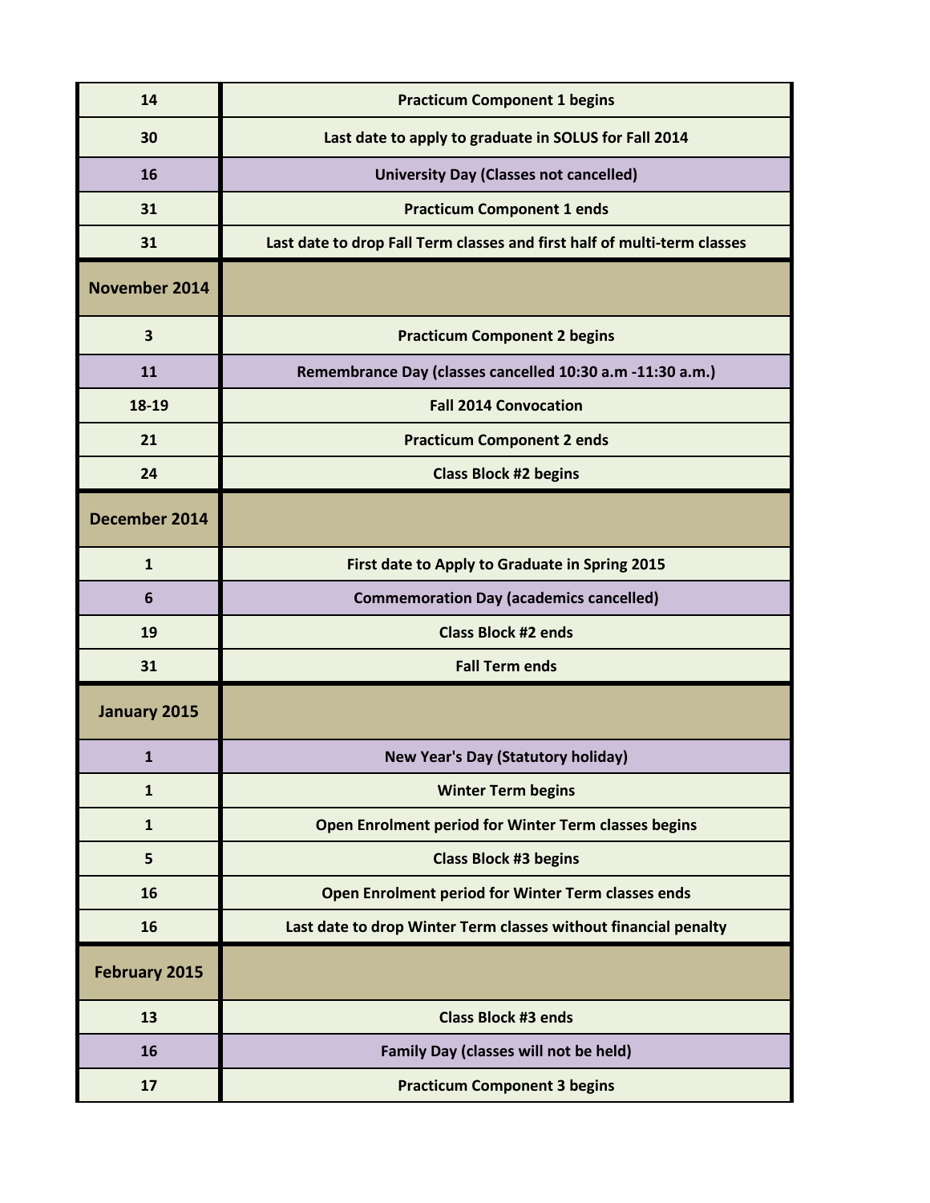| | |
|---|---|
| **14** | **Practicum Component 1 begins** |
| **30** | **Last date to apply to graduate in SOLUS for Fall 2014** |
| **16** | **University Day (Classes not cancelled)** |
| **31** | **Practicum Component 1 ends** |
| **31** | **Last date to drop Fall Term classes and first half of multi-term classes** |
| **November 2014** | |
| **3** | **Practicum Component 2 begins** |
| **11** | **Remembrance Day (classes cancelled 10:30 a.m -11:30 a.m.)** |
| **18-19** | **Fall 2014 Convocation** |
| **21** | **Practicum Component 2 ends** |
| **24** | **Class Block #2 begins** |
| **December 2014** | |
| **1** | **First date to Apply to Graduate in Spring 2015** |
| **6** | **Commemoration Day (academics cancelled)** |
| **19** | **Class Block #2 ends** |
| **31** | **Fall Term ends** |
| **January 2015** | |
| **1** | **New Year's Day (Statutory holiday)** |
| **1** | **Winter Term begins** |
| **1** | **Open Enrolment period for Winter Term classes begins** |
| **5** | **Class Block #3 begins** |
| **16** | **Open Enrolment period for Winter Term classes ends** |
| **16** | **Last date to drop Winter Term classes without financial penalty** |
| **February 2015** | |
| **13** | **Class Block #3 ends** |
| **16** | **Family Day (classes will not be held)** |
| **17** | **Practicum Component 3 begins** |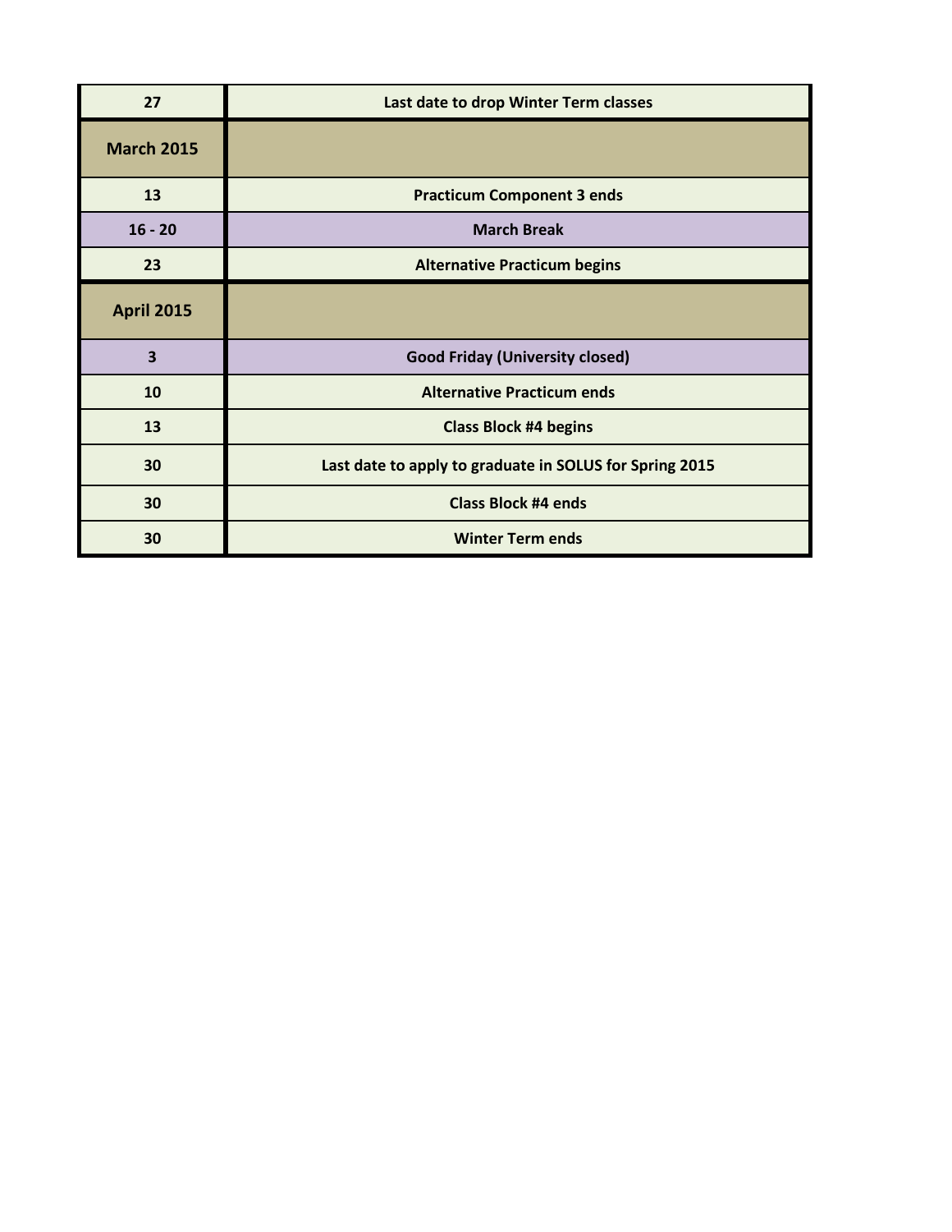| | |
|---|---|
| 27 | Last date to drop Winter Term classes |
| **March 2015** | |
| 13 | Practicum Component 3 ends |
| 16 - 20 | March Break |
| 23 | Alternative Practicum begins |
| **April 2015** | |
| 3 | Good Friday (University closed) |
| 10 | Alternative Practicum ends |
| 13 | Class Block #4 begins |
| 30 | Last date to apply to graduate in SOLUS for Spring 2015 |
| 30 | Class Block #4 ends |
| 30 | Winter Term ends |